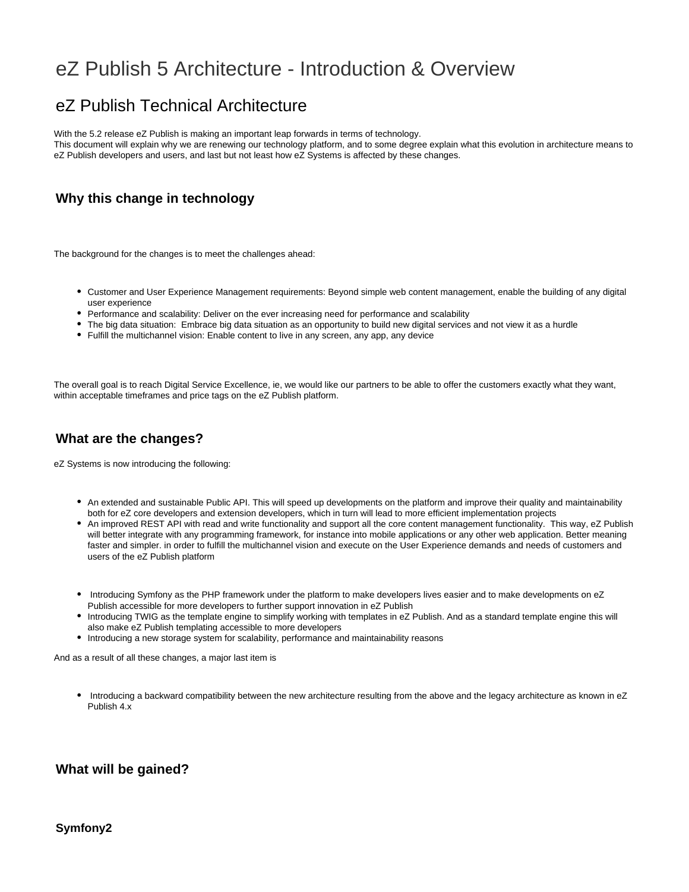# eZ Publish 5 Architecture - Introduction & Overview

## eZ Publish Technical Architecture

With the 5.2 release eZ Publish is making an important leap forwards in terms of technology.
This document will explain why we are renewing our technology platform, and to some degree explain what this evolution in architecture means to eZ Publish developers and users, and last but not least how eZ Systems is affected by these changes.

### Why this change in technology

The background for the changes is to meet the challenges ahead:

- Customer and User Experience Management requirements: Beyond simple web content management, enable the building of any digital user experience
- Performance and scalability: Deliver on the ever increasing need for performance and scalability
- The big data situation: Embrace big data situation as an opportunity to build new digital services and not view it as a hurdle
- Fulfill the multichannel vision: Enable content to live in any screen, any app, any device

The overall goal is to reach Digital Service Excellence, ie, we would like our partners to be able to offer the customers exactly what they want, within acceptable timeframes and price tags on the eZ Publish platform.

### What are the changes?

eZ Systems is now introducing the following:

- An extended and sustainable Public API. This will speed up developments on the platform and improve their quality and maintainability both for eZ core developers and extension developers, which in turn will lead to more efficient implementation projects
- An improved REST API with read and write functionality and support all the core content management functionality. This way, eZ Publish will better integrate with any programming framework, for instance into mobile applications or any other web application. Better meaning faster and simpler. in order to fulfill the multichannel vision and execute on the User Experience demands and needs of customers and users of the eZ Publish platform

- Introducing Symfony as the PHP framework under the platform to make developers lives easier and to make developments on eZ Publish accessible for more developers to further support innovation in eZ Publish
- Introducing TWIG as the template engine to simplify working with templates in eZ Publish. And as a standard template engine this will also make eZ Publish templating accessible to more developers
- Introducing a new storage system for scalability, performance and maintainability reasons

And as a result of all these changes, a major last item is

- Introducing a backward compatibility between the new architecture resulting from the above and the legacy architecture as known in eZ Publish 4.x

### What will be gained?

#### Symfony2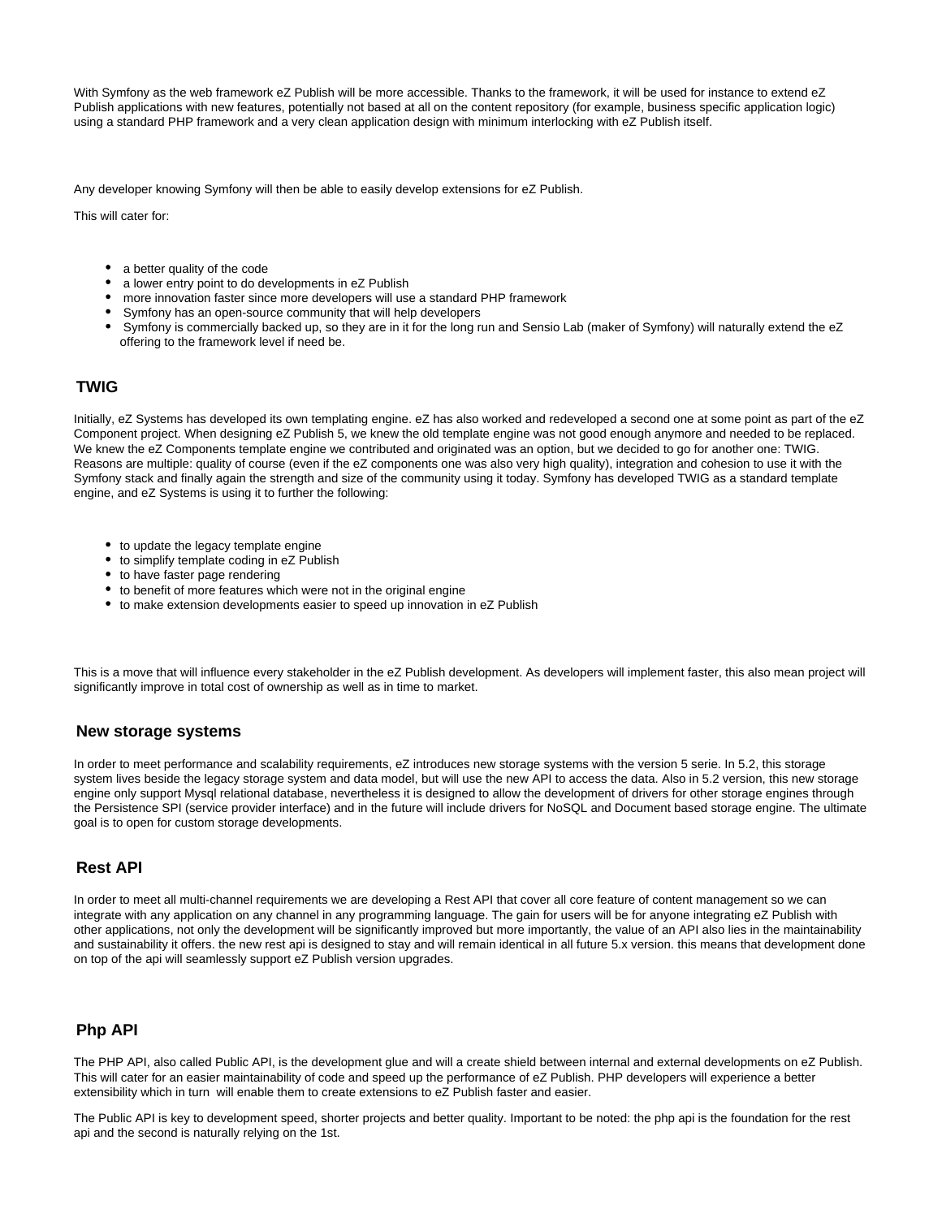With Symfony as the web framework eZ Publish will be more accessible. Thanks to the framework, it will be used for instance to extend eZ Publish applications with new features, potentially not based at all on the content repository (for example, business specific application logic) using a standard PHP framework and a very clean application design with minimum interlocking with eZ Publish itself.

Any developer knowing Symfony will then be able to easily develop extensions for eZ Publish.

This will cater for:

- a better quality of the code
- a lower entry point to do developments in eZ Publish
- more innovation faster since more developers will use a standard PHP framework
- Symfony has an open-source community that will help developers
- Symfony is commercially backed up, so they are in it for the long run and Sensio Lab (maker of Symfony) will naturally extend the eZ offering to the framework level if need be.

## TWIG

Initially, eZ Systems has developed its own templating engine. eZ has also worked and redeveloped a second one at some point as part of the eZ Component project. When designing eZ Publish 5, we knew the old template engine was not good enough anymore and needed to be replaced. We knew the eZ Components template engine we contributed and originated was an option, but we decided to go for another one: TWIG. Reasons are multiple: quality of course (even if the eZ components one was also very high quality), integration and cohesion to use it with the Symfony stack and finally again the strength and size of the community using it today. Symfony has developed TWIG as a standard template engine, and eZ Systems is using it to further the following:

- to update the legacy template engine
- to simplify template coding in eZ Publish
- to have faster page rendering
- to benefit of more features which were not in the original engine
- to make extension developments easier to speed up innovation in eZ Publish

This is a move that will influence every stakeholder in the eZ Publish development. As developers will implement faster, this also mean project will significantly improve in total cost of ownership as well as in time to market.

## New storage systems

In order to meet performance and scalability requirements, eZ introduces new storage systems with the version 5 serie. In 5.2, this storage system lives beside the legacy storage system and data model, but will use the new API to access the data. Also in 5.2 version, this new storage engine only support Mysql relational database, nevertheless it is designed to allow the development of drivers for other storage engines through the Persistence SPI (service provider interface) and in the future will include drivers for NoSQL and Document based storage engine. The ultimate goal is to open for custom storage developments.

## Rest API

In order to meet all multi-channel requirements we are developing a Rest API that cover all core feature of content management so we can integrate with any application on any channel in any programming language. The gain for users will be for anyone integrating eZ Publish with other applications, not only the development will be significantly improved but more importantly, the value of an API also lies in the maintainability and sustainability it offers. the new rest api is designed to stay and will remain identical in all future 5.x version. this means that development done on top of the api will seamlessly support eZ Publish version upgrades.

## Php API

The PHP API, also called Public API, is the development glue and will a create shield between internal and external developments on eZ Publish. This will cater for an easier maintainability of code and speed up the performance of eZ Publish. PHP developers will experience a better extensibility which in turn will enable them to create extensions to eZ Publish faster and easier.

The Public API is key to development speed, shorter projects and better quality. Important to be noted: the php api is the foundation for the rest api and the second is naturally relying on the 1st.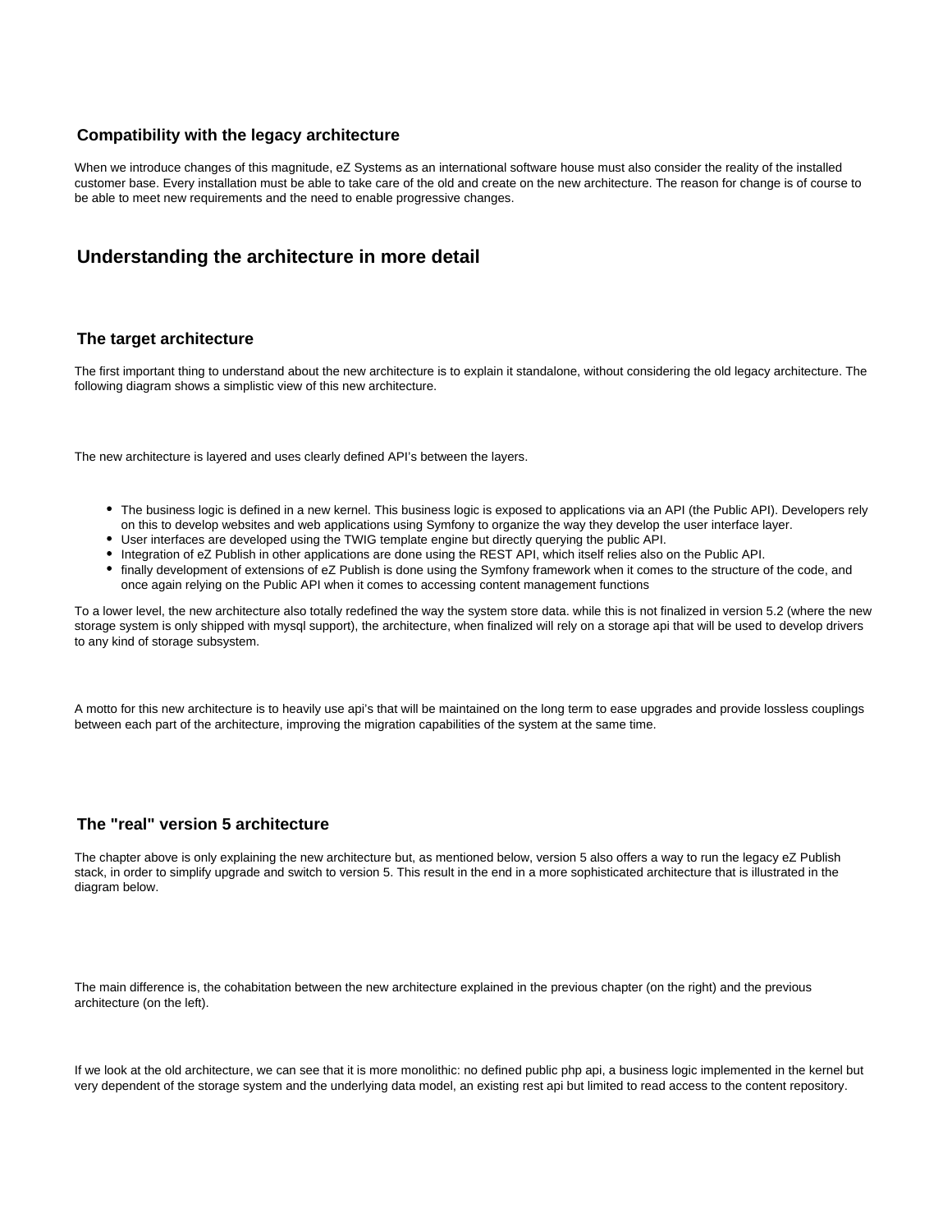### Compatibility with the legacy architecture

When we introduce changes of this magnitude, eZ Systems as an international software house must also consider the reality of the installed customer base. Every installation must be able to take care of the old and create on the new architecture. The reason for change is of course to be able to meet new requirements and the need to enable progressive changes.

## Understanding the architecture in more detail

### The target architecture

The first important thing to understand about the new architecture is to explain it standalone, without considering the old legacy architecture. The following diagram shows a simplistic view of this new architecture.

The new architecture is layered and uses clearly defined API's between the layers.

- The business logic is defined in a new kernel. This business logic is exposed to applications via an API (the Public API). Developers rely on this to develop websites and web applications using Symfony to organize the way they develop the user interface layer.
- User interfaces are developed using the TWIG template engine but directly querying the public API.
- Integration of eZ Publish in other applications are done using the REST API, which itself relies also on the Public API.
- finally development of extensions of eZ Publish is done using the Symfony framework when it comes to the structure of the code, and once again relying on the Public API when it comes to accessing content management functions

To a lower level, the new architecture also totally redefined the way the system store data. while this is not finalized in version 5.2 (where the new storage system is only shipped with mysql support), the architecture, when finalized will rely on a storage api that will be used to develop drivers to any kind of storage subsystem.

A motto for this new architecture is to heavily use api's that will be maintained on the long term to ease upgrades and provide lossless couplings between each part of the architecture, improving the migration capabilities of the system at the same time.

### The "real" version 5 architecture

The chapter above is only explaining the new architecture but, as mentioned below, version 5 also offers a way to run the legacy eZ Publish stack, in order to simplify upgrade and switch to version 5. This result in the end in a more sophisticated architecture that is illustrated in the diagram below.

The main difference is, the cohabitation between the new architecture explained in the previous chapter (on the right) and the previous architecture (on the left).

If we look at the old architecture, we can see that it is more monolithic: no defined public php api, a business logic implemented in the kernel but very dependent of the storage system and the underlying data model, an existing rest api but limited to read access to the content repository.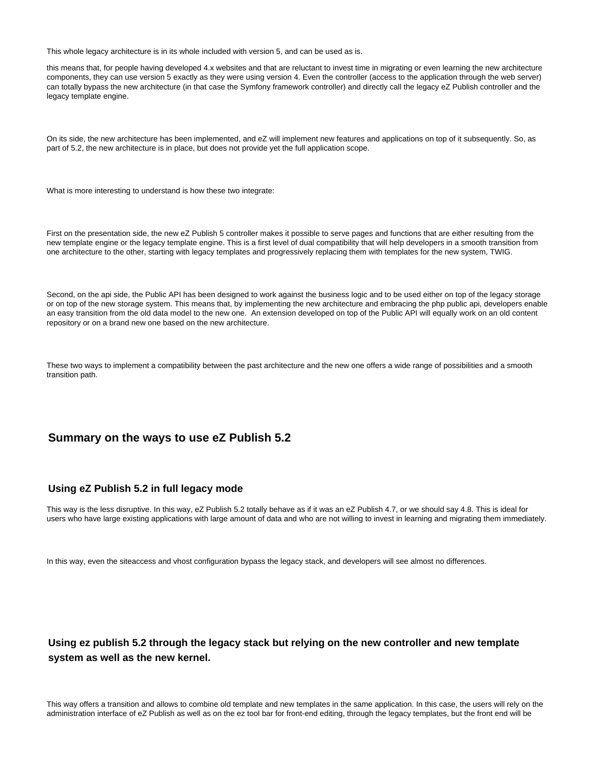This whole legacy architecture is in its whole included with version 5, and can be used as is.

this means that, for people having developed 4.x websites and that are reluctant to invest time in migrating or even learning the new architecture components, they can use version 5 exactly as they were using version 4. Even the controller (access to the application through the web server) can totally bypass the new architecture (in that case the Symfony framework controller) and directly call the legacy eZ Publish controller and the legacy template engine.

On its side, the new architecture has been implemented, and eZ will implement new features and applications on top of it subsequently. So, as part of 5.2, the new architecture is in place, but does not provide yet the full application scope.

What is more interesting to understand is how these two integrate:

First on the presentation side, the new eZ Publish 5 controller makes it possible to serve pages and functions that are either resulting from the new template engine or the legacy template engine. This is a first level of dual compatibility that will help developers in a smooth transition from one architecture to the other, starting with legacy templates and progressively replacing them with templates for the new system, TWIG.

Second, on the api side, the Public API has been designed to work against the business logic and to be used either on top of the legacy storage or on top of the new storage system. This means that, by implementing the new architecture and embracing the php public api, developers enable an easy transition from the old data model to the new one. An extension developed on top of the Public API will equally work on an old content repository or on a brand new one based on the new architecture.

These two ways to implement a compatibility between the past architecture and the new one offers a wide range of possibilities and a smooth transition path.

## Summary on the ways to use eZ Publish 5.2

### Using eZ Publish 5.2 in full legacy mode

This way is the less disruptive. In this way, eZ Publish 5.2 totally behave as if it was an eZ Publish 4.7, or we should say 4.8. This is ideal for users who have large existing applications with large amount of data and who are not willing to invest in learning and migrating them immediately.

In this way, even the siteaccess and vhost configuration bypass the legacy stack, and developers will see almost no differences.

### Using ez publish 5.2 through the legacy stack but relying on the new controller and new template system as well as the new kernel.

This way offers a transition and allows to combine old template and new templates in the same application. In this case, the users will rely on the administration interface of eZ Publish as well as on the ez tool bar for front-end editing, through the legacy templates, but the front end will be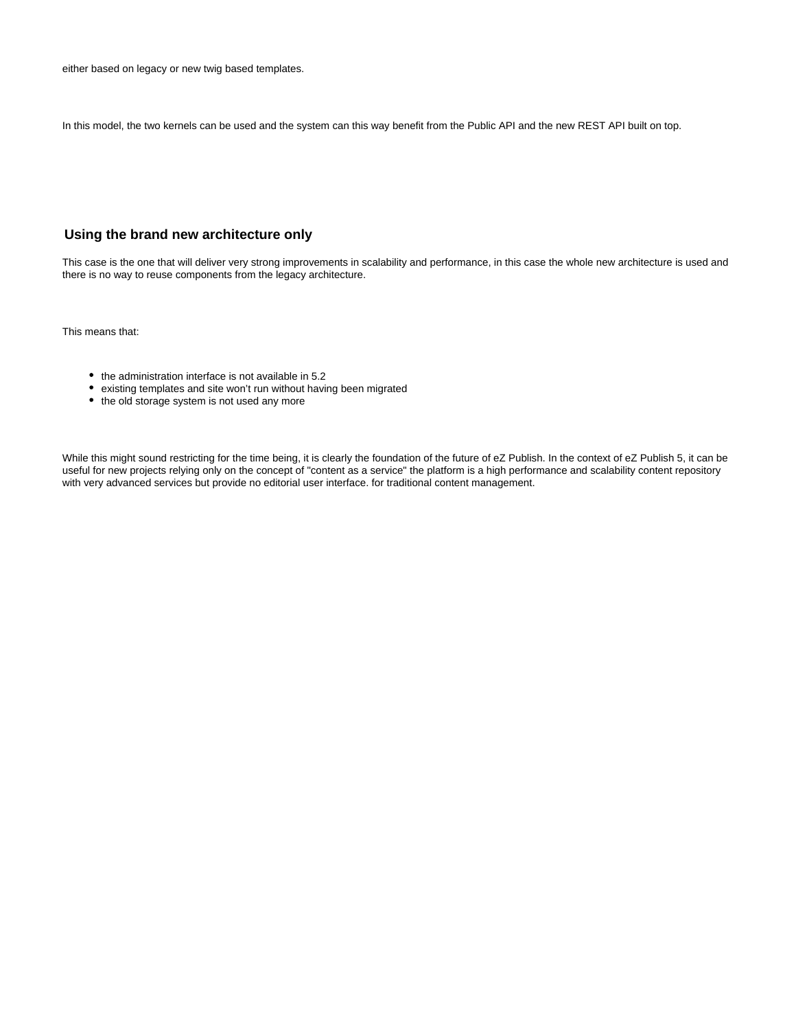either based on legacy or new twig based templates.

In this model, the two kernels can be used and the system can this way benefit from the Public API and the new REST API built on top.

## Using the brand new architecture only

This case is the one that will deliver very strong improvements in scalability and performance, in this case the whole new architecture is used and there is no way to reuse components from the legacy architecture.

This means that:

- the administration interface is not available in 5.2
- existing templates and site won't run without having been migrated
- the old storage system is not used any more

While this might sound restricting for the time being, it is clearly the foundation of the future of eZ Publish. In the context of eZ Publish 5, it can be useful for new projects relying only on the concept of "content as a service" the platform is a high performance and scalability content repository with very advanced services but provide no editorial user interface. for traditional content management.